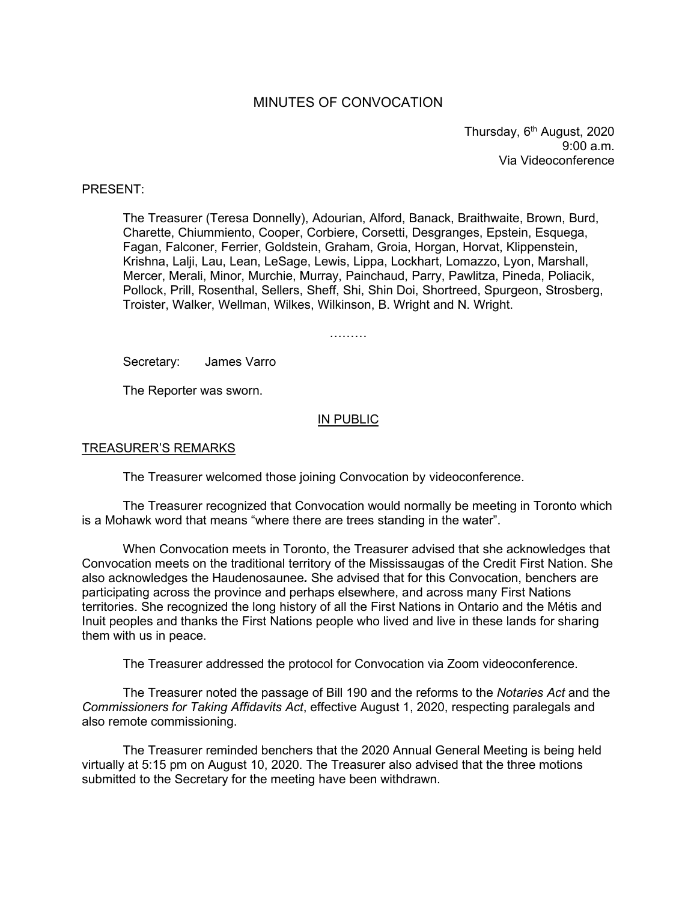# MINUTES OF CONVOCATION

Thursday, 6th August, 2020
9:00 a.m.
Via Videoconference

PRESENT:

The Treasurer (Teresa Donnelly), Adourian, Alford, Banack, Braithwaite, Brown, Burd, Charette, Chiummiento, Cooper, Corbiere, Corsetti, Desgranges, Epstein, Esquega, Fagan, Falconer, Ferrier, Goldstein, Graham, Groia, Horgan, Horvat, Klippenstein, Krishna, Lalji, Lau, Lean, LeSage, Lewis, Lippa, Lockhart, Lomazzo, Lyon, Marshall, Mercer, Merali, Minor, Murchie, Murray, Painchaud, Parry, Pawlitza, Pineda, Poliacik, Pollock, Prill, Rosenthal, Sellers, Sheff, Shi, Shin Doi, Shortreed, Spurgeon, Strosberg, Troister, Walker, Wellman, Wilkes, Wilkinson, B. Wright and N. Wright.

………

Secretary: James Varro

The Reporter was sworn.

## IN PUBLIC

### TREASURER'S REMARKS

The Treasurer welcomed those joining Convocation by videoconference.

The Treasurer recognized that Convocation would normally be meeting in Toronto which is a Mohawk word that means "where there are trees standing in the water".

When Convocation meets in Toronto, the Treasurer advised that she acknowledges that Convocation meets on the traditional territory of the Mississaugas of the Credit First Nation. She also acknowledges the Haudenosaunee**.** She advised that for this Convocation, benchers are participating across the province and perhaps elsewhere, and across many First Nations territories. She recognized the long history of all the First Nations in Ontario and the Métis and Inuit peoples and thanks the First Nations people who lived and live in these lands for sharing them with us in peace.

The Treasurer addressed the protocol for Convocation via Zoom videoconference.

The Treasurer noted the passage of Bill 190 and the reforms to the *Notaries Act* and the *Commissioners for Taking Affidavits Act*, effective August 1, 2020, respecting paralegals and also remote commissioning.

The Treasurer reminded benchers that the 2020 Annual General Meeting is being held virtually at 5:15 pm on August 10, 2020. The Treasurer also advised that the three motions submitted to the Secretary for the meeting have been withdrawn.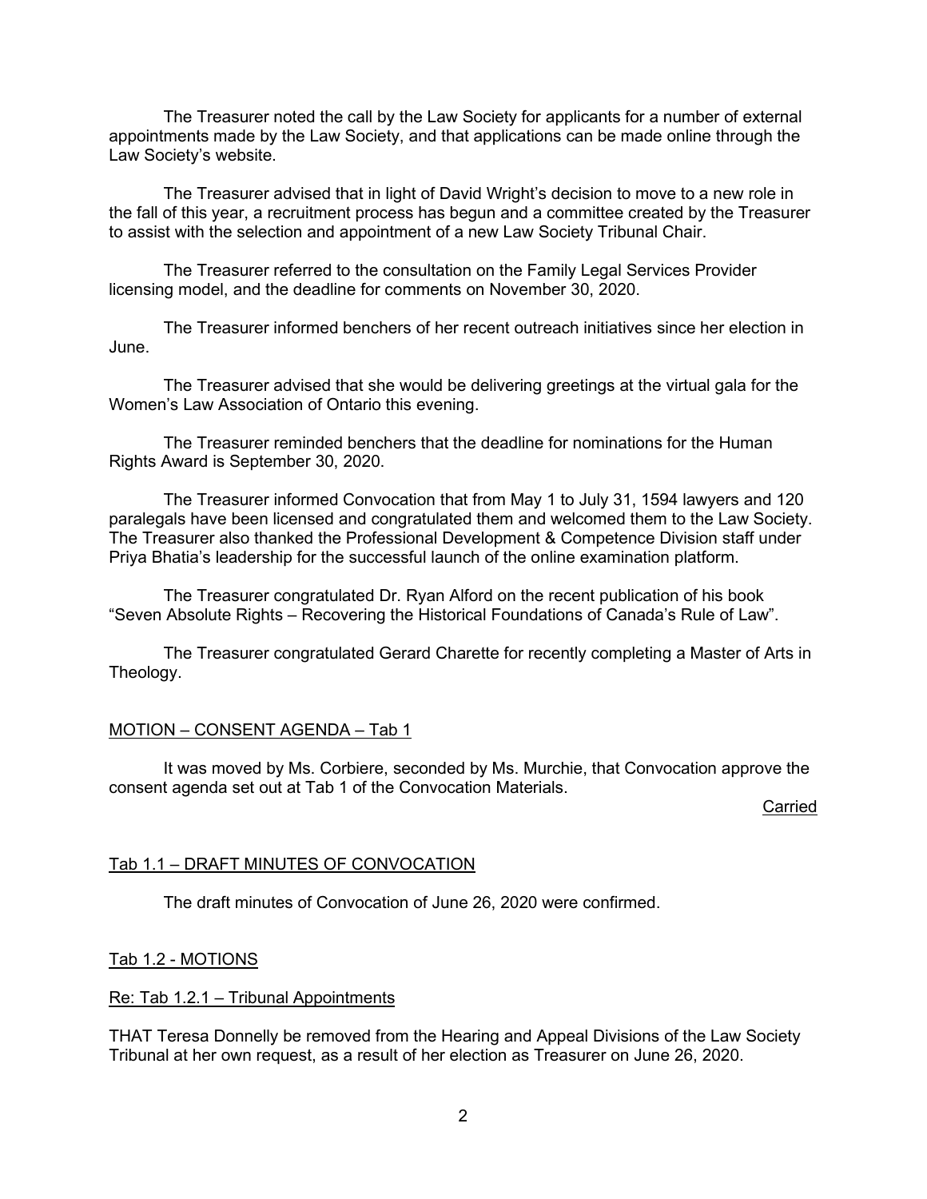The Treasurer noted the call by the Law Society for applicants for a number of external appointments made by the Law Society, and that applications can be made online through the Law Society's website.

The Treasurer advised that in light of David Wright's decision to move to a new role in the fall of this year, a recruitment process has begun and a committee created by the Treasurer to assist with the selection and appointment of a new Law Society Tribunal Chair.

The Treasurer referred to the consultation on the Family Legal Services Provider licensing model, and the deadline for comments on November 30, 2020.

The Treasurer informed benchers of her recent outreach initiatives since her election in June.

The Treasurer advised that she would be delivering greetings at the virtual gala for the Women's Law Association of Ontario this evening.

The Treasurer reminded benchers that the deadline for nominations for the Human Rights Award is September 30, 2020.

The Treasurer informed Convocation that from May 1 to July 31, 1594 lawyers and 120 paralegals have been licensed and congratulated them and welcomed them to the Law Society. The Treasurer also thanked the Professional Development & Competence Division staff under Priya Bhatia's leadership for the successful launch of the online examination platform.

The Treasurer congratulated Dr. Ryan Alford on the recent publication of his book "Seven Absolute Rights – Recovering the Historical Foundations of Canada's Rule of Law".

The Treasurer congratulated Gerard Charette for recently completing a Master of Arts in Theology.

## MOTION – CONSENT AGENDA – Tab 1

It was moved by Ms. Corbiere, seconded by Ms. Murchie, that Convocation approve the consent agenda set out at Tab 1 of the Convocation Materials.

Carried

## Tab 1.1 – DRAFT MINUTES OF CONVOCATION

The draft minutes of Convocation of June 26, 2020 were confirmed.

## Tab 1.2 - MOTIONS

### Re: Tab 1.2.1 – Tribunal Appointments

THAT Teresa Donnelly be removed from the Hearing and Appeal Divisions of the Law Society Tribunal at her own request, as a result of her election as Treasurer on June 26, 2020.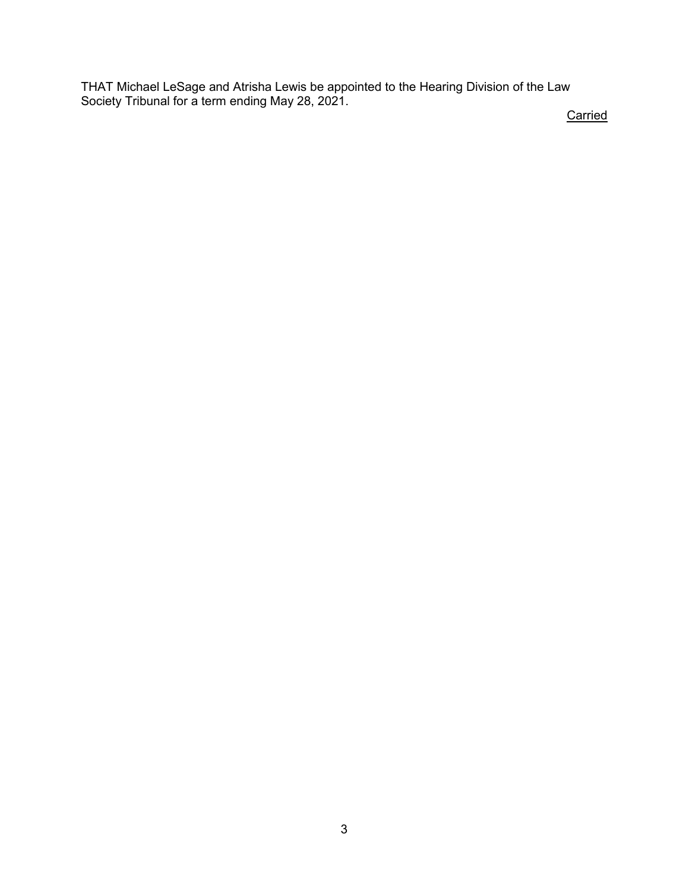THAT Michael LeSage and Atrisha Lewis be appointed to the Hearing Division of the Law Society Tribunal for a term ending May 28, 2021.

Carried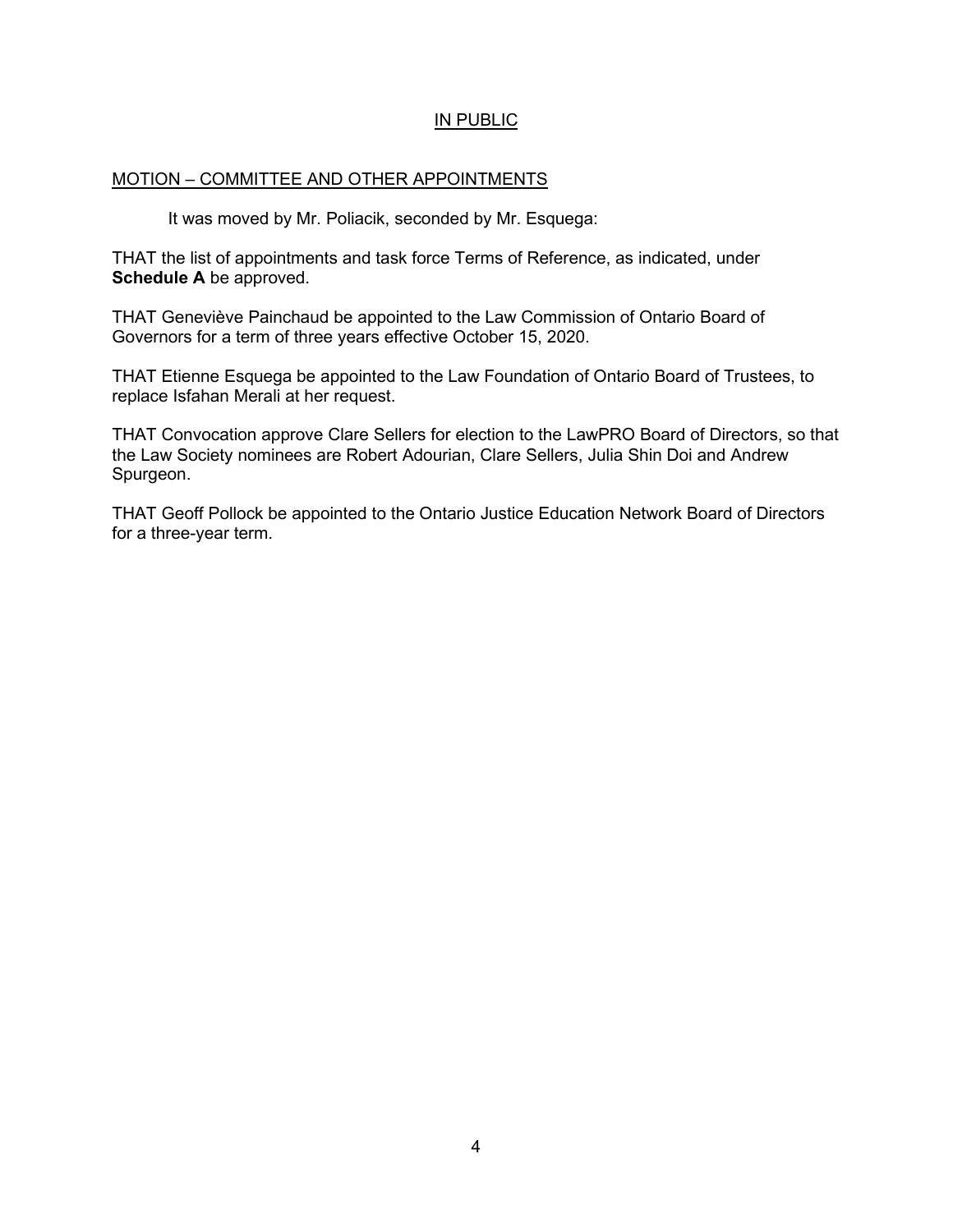## IN PUBLIC

### MOTION – COMMITTEE AND OTHER APPOINTMENTS

It was moved by Mr. Poliacik, seconded by Mr. Esquega:

THAT the list of appointments and task force Terms of Reference, as indicated, under **Schedule A** be approved.

THAT Geneviève Painchaud be appointed to the Law Commission of Ontario Board of Governors for a term of three years effective October 15, 2020.

THAT Etienne Esquega be appointed to the Law Foundation of Ontario Board of Trustees, to replace Isfahan Merali at her request.

THAT Convocation approve Clare Sellers for election to the LawPRO Board of Directors, so that the Law Society nominees are Robert Adourian, Clare Sellers, Julia Shin Doi and Andrew Spurgeon.

THAT Geoff Pollock be appointed to the Ontario Justice Education Network Board of Directors for a three-year term.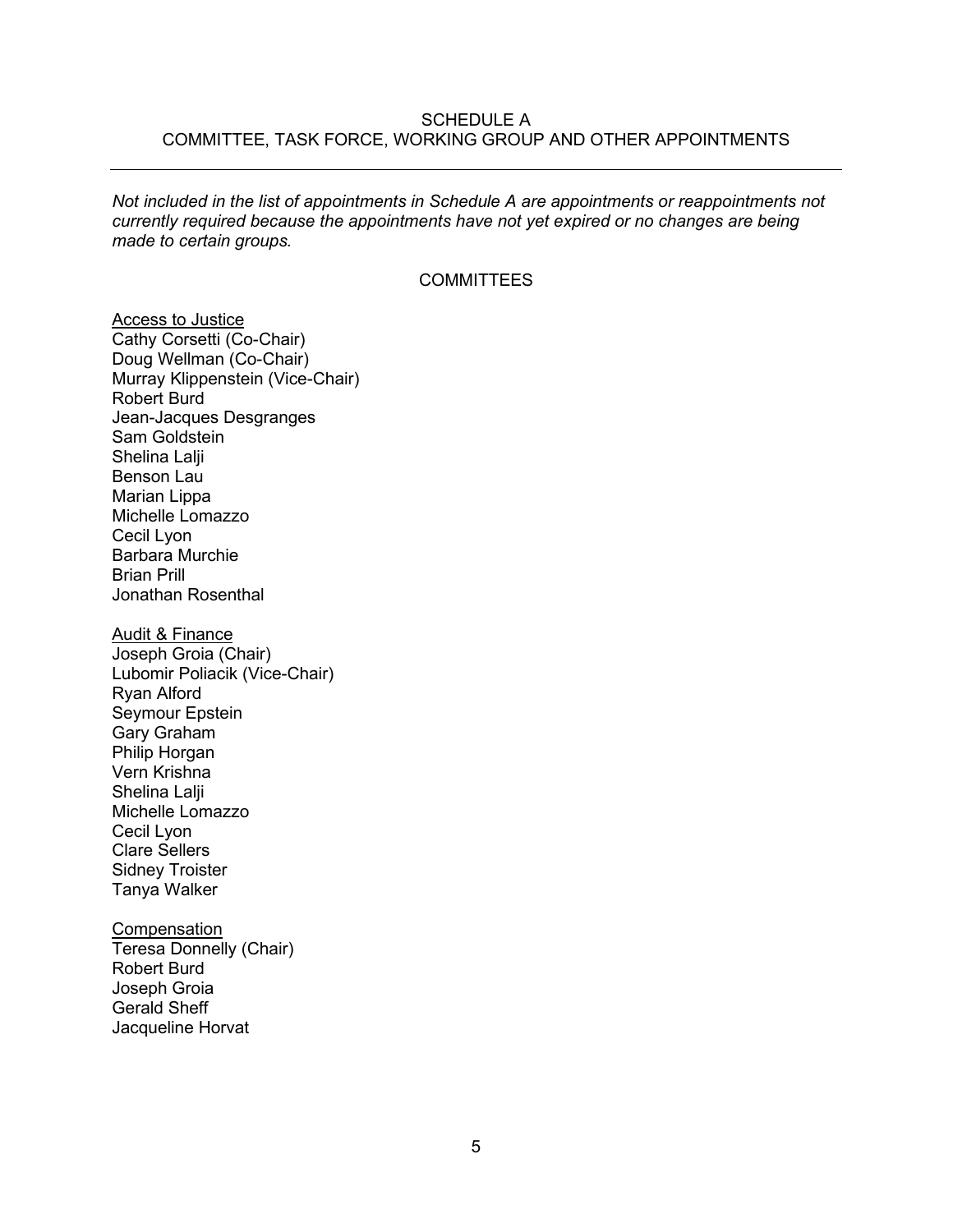# SCHEDULE A
## COMMITTEE, TASK FORCE, WORKING GROUP AND OTHER APPOINTMENTS

---

*Not included in the list of appointments in Schedule A are appointments or reappointments not currently required because the appointments have not yet expired or no changes are being made to certain groups.*

## COMMITTEES

<u>Access to Justice</u>
Cathy Corsetti (Co-Chair)
Doug Wellman (Co-Chair)
Murray Klippenstein (Vice-Chair)
Robert Burd
Jean-Jacques Desgranges
Sam Goldstein
Shelina Lalji
Benson Lau
Marian Lippa
Michelle Lomazzo
Cecil Lyon
Barbara Murchie
Brian Prill
Jonathan Rosenthal

<u>Audit & Finance</u>
Joseph Groia (Chair)
Lubomir Poliacik (Vice-Chair)
Ryan Alford
Seymour Epstein
Gary Graham
Philip Horgan
Vern Krishna
Shelina Lalji
Michelle Lomazzo
Cecil Lyon
Clare Sellers
Sidney Troister
Tanya Walker

<u>Compensation</u>
Teresa Donnelly (Chair)
Robert Burd
Joseph Groia
Gerald Sheff
Jacqueline Horvat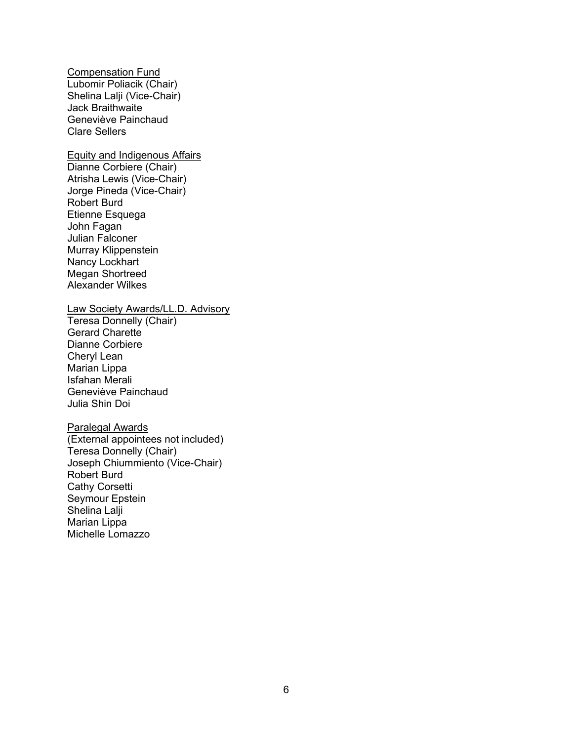Compensation Fund
Lubomir Poliacik (Chair)
Shelina Lalji (Vice-Chair)
Jack Braithwaite
Geneviève Painchaud
Clare Sellers

Equity and Indigenous Affairs
Dianne Corbiere (Chair)
Atrisha Lewis (Vice-Chair)
Jorge Pineda (Vice-Chair)
Robert Burd
Etienne Esquega
John Fagan
Julian Falconer
Murray Klippenstein
Nancy Lockhart
Megan Shortreed
Alexander Wilkes

Law Society Awards/LL.D. Advisory
Teresa Donnelly (Chair)
Gerard Charette
Dianne Corbiere
Cheryl Lean
Marian Lippa
Isfahan Merali
Geneviève Painchaud
Julia Shin Doi

Paralegal Awards
(External appointees not included)
Teresa Donnelly (Chair)
Joseph Chiummiento (Vice-Chair)
Robert Burd
Cathy Corsetti
Seymour Epstein
Shelina Lalji
Marian Lippa
Michelle Lomazzo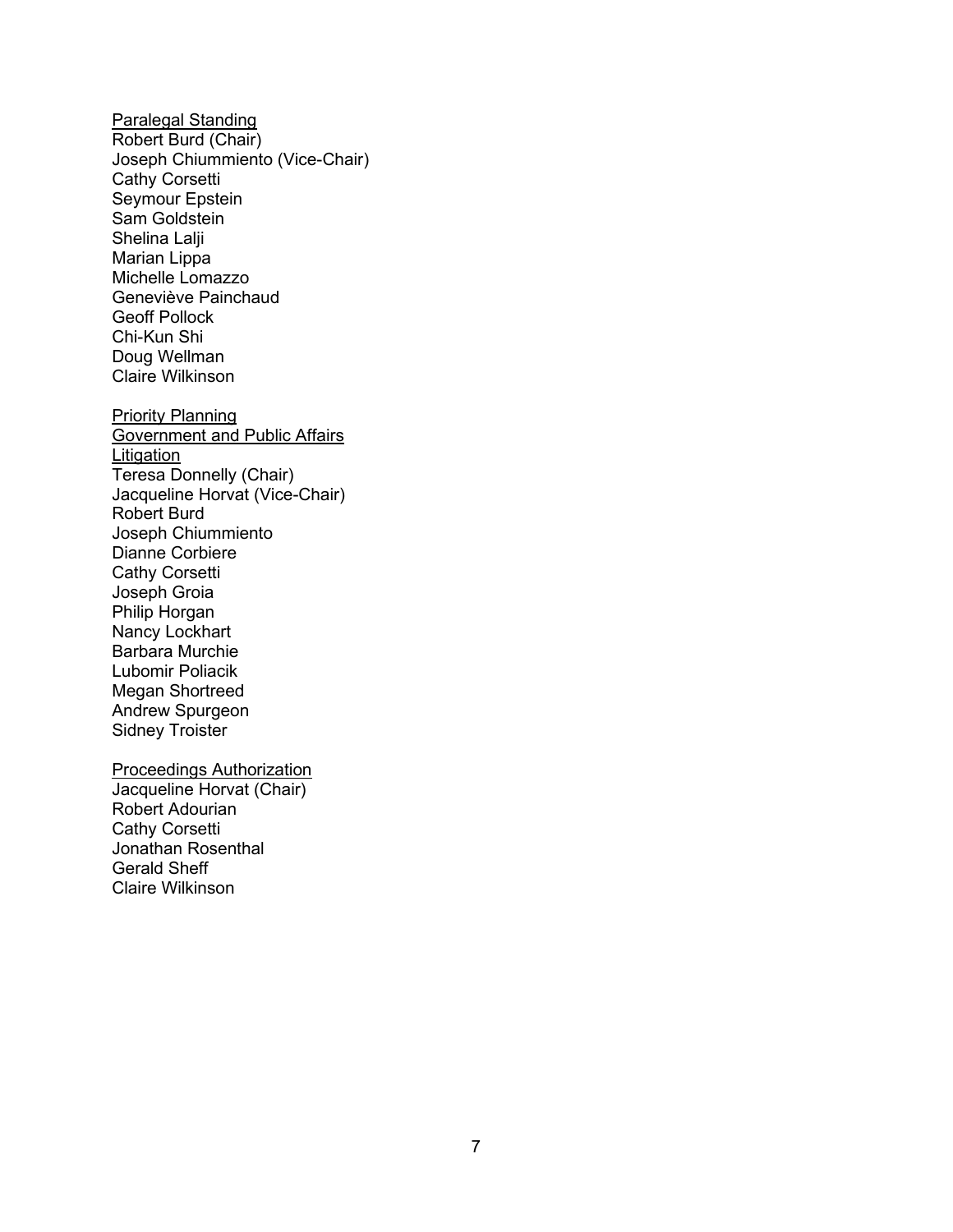Paralegal Standing

Robert Burd (Chair)
Joseph Chiummiento (Vice-Chair)
Cathy Corsetti
Seymour Epstein
Sam Goldstein
Shelina Lalji
Marian Lippa
Michelle Lomazzo
Geneviève Painchaud
Geoff Pollock
Chi-Kun Shi
Doug Wellman
Claire Wilkinson

Priority Planning
Government and Public Affairs
Litigation

Teresa Donnelly (Chair)
Jacqueline Horvat (Vice-Chair)
Robert Burd
Joseph Chiummiento
Dianne Corbiere
Cathy Corsetti
Joseph Groia
Philip Horgan
Nancy Lockhart
Barbara Murchie
Lubomir Poliacik
Megan Shortreed
Andrew Spurgeon
Sidney Troister

Proceedings Authorization

Jacqueline Horvat (Chair)
Robert Adourian
Cathy Corsetti
Jonathan Rosenthal
Gerald Sheff
Claire Wilkinson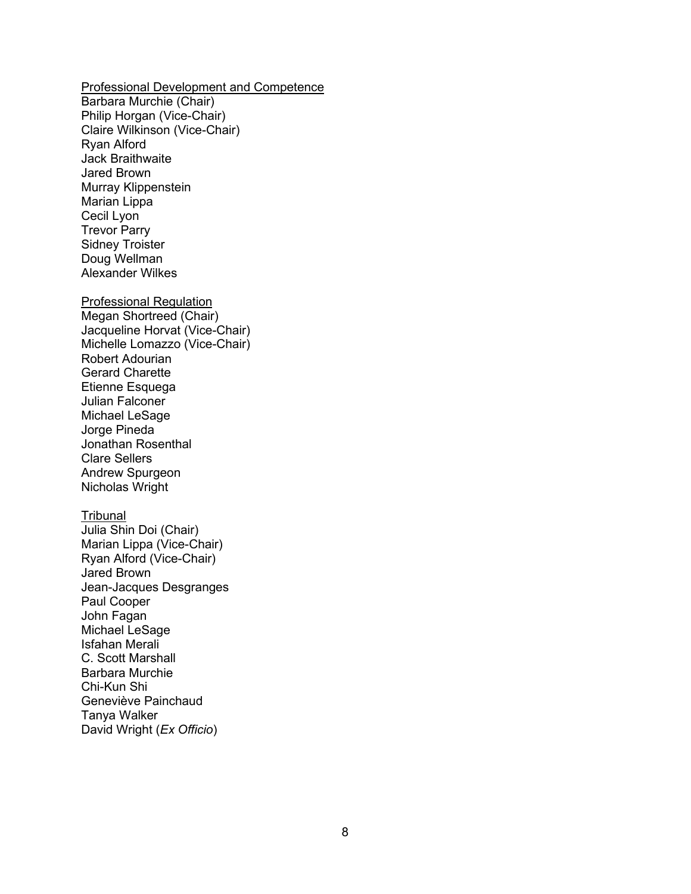<u>Professional Development and Competence</u>
Barbara Murchie (Chair)
Philip Horgan (Vice-Chair)
Claire Wilkinson (Vice-Chair)
Ryan Alford
Jack Braithwaite
Jared Brown
Murray Klippenstein
Marian Lippa
Cecil Lyon
Trevor Parry
Sidney Troister
Doug Wellman
Alexander Wilkes

<u>Professional Regulation</u>
Megan Shortreed (Chair)
Jacqueline Horvat (Vice-Chair)
Michelle Lomazzo (Vice-Chair)
Robert Adourian
Gerard Charette
Etienne Esquega
Julian Falconer
Michael LeSage
Jorge Pineda
Jonathan Rosenthal
Clare Sellers
Andrew Spurgeon
Nicholas Wright

<u>Tribunal</u>
Julia Shin Doi (Chair)
Marian Lippa (Vice-Chair)
Ryan Alford (Vice-Chair)
Jared Brown
Jean-Jacques Desgranges
Paul Cooper
John Fagan
Michael LeSage
Isfahan Merali
C. Scott Marshall
Barbara Murchie
Chi-Kun Shi
Geneviève Painchaud
Tanya Walker
David Wright (*Ex Officio*)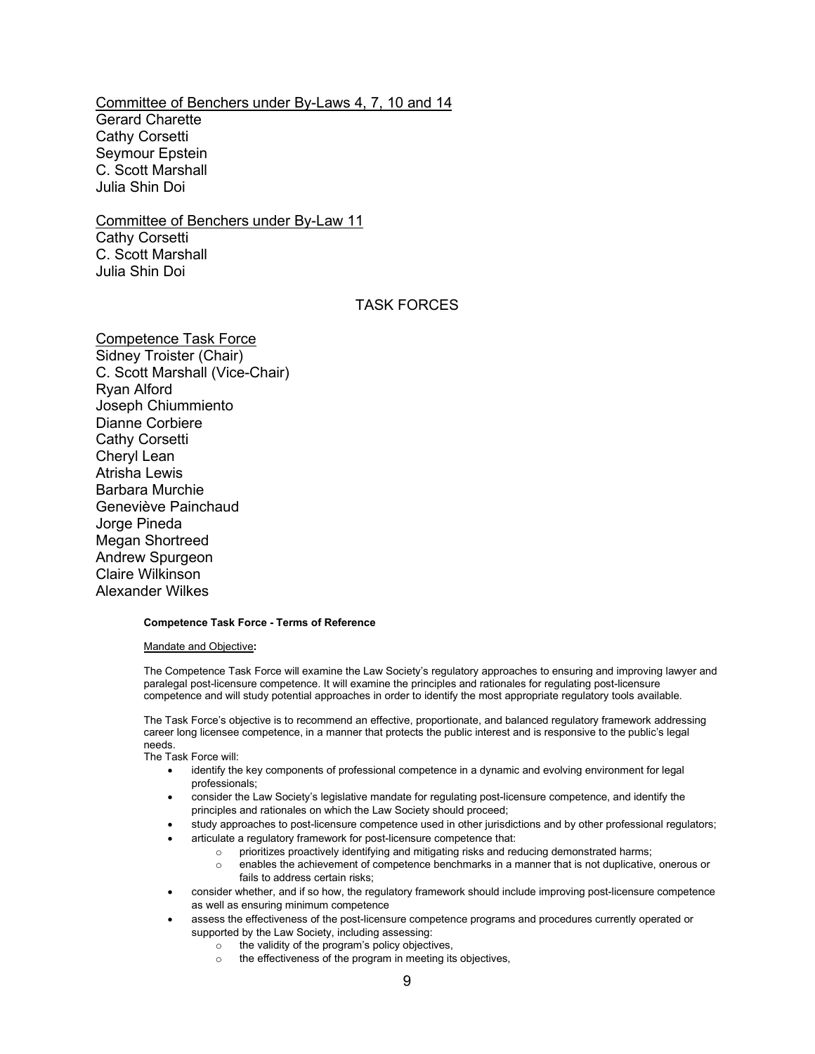Committee of Benchers under By-Laws 4, 7, 10 and 14
Gerard Charette
Cathy Corsetti
Seymour Epstein
C. Scott Marshall
Julia Shin Doi

Committee of Benchers under By-Law 11
Cathy Corsetti
C. Scott Marshall
Julia Shin Doi

## TASK FORCES

Competence Task Force
Sidney Troister (Chair)
C. Scott Marshall (Vice-Chair)
Ryan Alford
Joseph Chiummiento
Dianne Corbiere
Cathy Corsetti
Cheryl Lean
Atrisha Lewis
Barbara Murchie
Geneviève Painchaud
Jorge Pineda
Megan Shortreed
Andrew Spurgeon
Claire Wilkinson
Alexander Wilkes

**Competence Task Force - Terms of Reference**

Mandate and Objective**:**

The Competence Task Force will examine the Law Society's regulatory approaches to ensuring and improving lawyer and paralegal post-licensure competence. It will examine the principles and rationales for regulating post-licensure competence and will study potential approaches in order to identify the most appropriate regulatory tools available.

The Task Force's objective is to recommend an effective, proportionate, and balanced regulatory framework addressing career long licensee competence, in a manner that protects the public interest and is responsive to the public's legal needs.

The Task Force will:

- identify the key components of professional competence in a dynamic and evolving environment for legal professionals;
- consider the Law Society's legislative mandate for regulating post-licensure competence, and identify the principles and rationales on which the Law Society should proceed;
- study approaches to post-licensure competence used in other jurisdictions and by other professional regulators;
- articulate a regulatory framework for post-licensure competence that:
  - prioritizes proactively identifying and mitigating risks and reducing demonstrated harms;
  - enables the achievement of competence benchmarks in a manner that is not duplicative, onerous or fails to address certain risks;
- consider whether, and if so how, the regulatory framework should include improving post-licensure competence as well as ensuring minimum competence
- assess the effectiveness of the post-licensure competence programs and procedures currently operated or supported by the Law Society, including assessing:
  - the validity of the program's policy objectives,
  - the effectiveness of the program in meeting its objectives,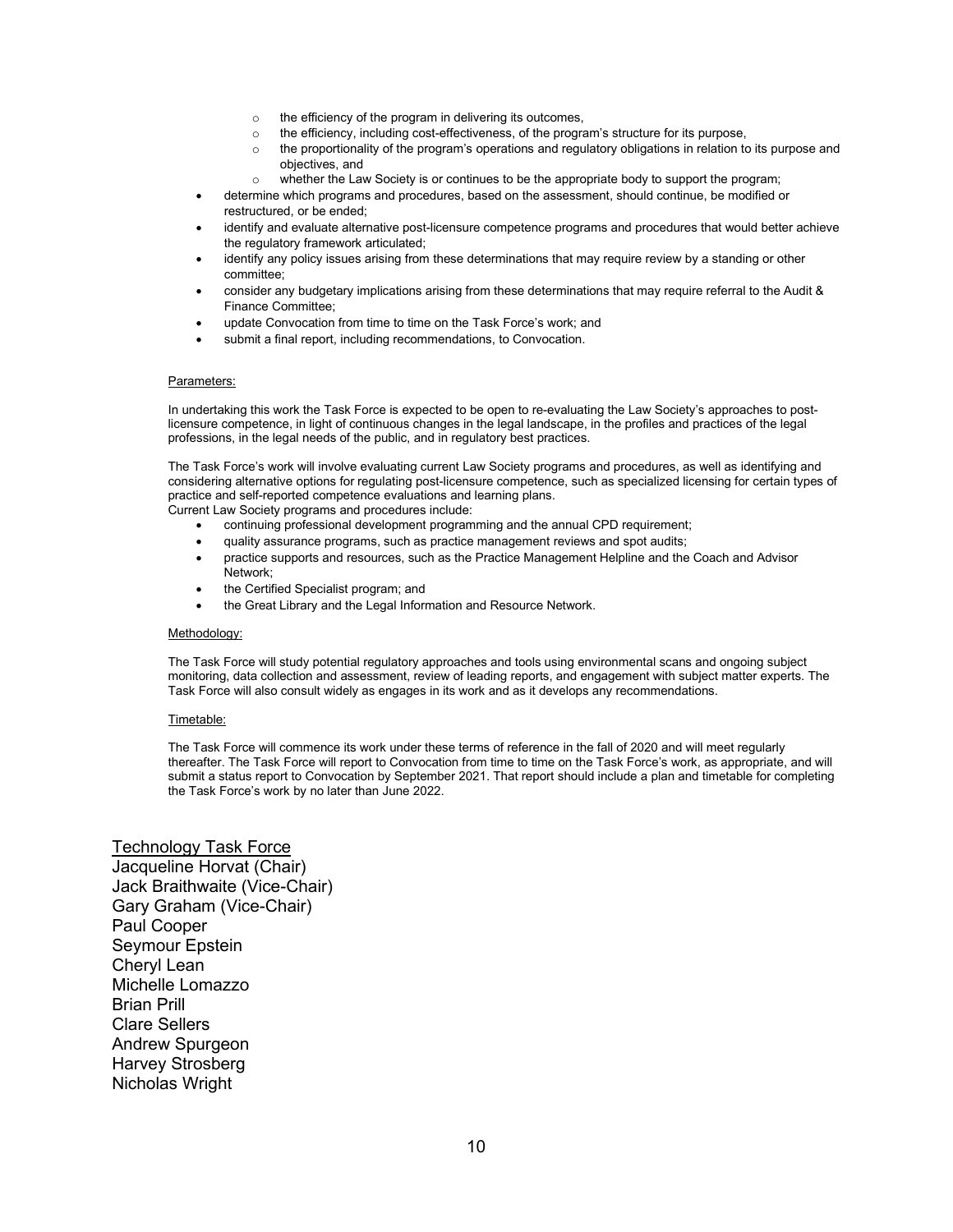- the efficiency of the program in delivering its outcomes,
  - the efficiency, including cost-effectiveness, of the program's structure for its purpose,
  - the proportionality of the program's operations and regulatory obligations in relation to its purpose and objectives, and
  - whether the Law Society is or continues to be the appropriate body to support the program;
- determine which programs and procedures, based on the assessment, should continue, be modified or restructured, or be ended;
- identify and evaluate alternative post-licensure competence programs and procedures that would better achieve the regulatory framework articulated;
- identify any policy issues arising from these determinations that may require review by a standing or other committee;
- consider any budgetary implications arising from these determinations that may require referral to the Audit & Finance Committee;
- update Convocation from time to time on the Task Force's work; and
- submit a final report, including recommendations, to Convocation.

<u>Parameters:</u>

In undertaking this work the Task Force is expected to be open to re-evaluating the Law Society's approaches to post-licensure competence, in light of continuous changes in the legal landscape, in the profiles and practices of the legal professions, in the legal needs of the public, and in regulatory best practices.

The Task Force's work will involve evaluating current Law Society programs and procedures, as well as identifying and considering alternative options for regulating post-licensure competence, such as specialized licensing for certain types of practice and self-reported competence evaluations and learning plans.
Current Law Society programs and procedures include:

- continuing professional development programming and the annual CPD requirement;
- quality assurance programs, such as practice management reviews and spot audits;
- practice supports and resources, such as the Practice Management Helpline and the Coach and Advisor Network;
- the Certified Specialist program; and
- the Great Library and the Legal Information and Resource Network.

<u>Methodology:</u>

The Task Force will study potential regulatory approaches and tools using environmental scans and ongoing subject monitoring, data collection and assessment, review of leading reports, and engagement with subject matter experts. The Task Force will also consult widely as engages in its work and as it develops any recommendations.

<u>Timetable:</u>

The Task Force will commence its work under these terms of reference in the fall of 2020 and will meet regularly thereafter. The Task Force will report to Convocation from time to time on the Task Force's work, as appropriate, and will submit a status report to Convocation by September 2021. That report should include a plan and timetable for completing the Task Force's work by no later than June 2022.

<u>Technology Task Force</u>

Jacqueline Horvat (Chair)
Jack Braithwaite (Vice-Chair)
Gary Graham (Vice-Chair)
Paul Cooper
Seymour Epstein
Cheryl Lean
Michelle Lomazzo
Brian Prill
Clare Sellers
Andrew Spurgeon
Harvey Strosberg
Nicholas Wright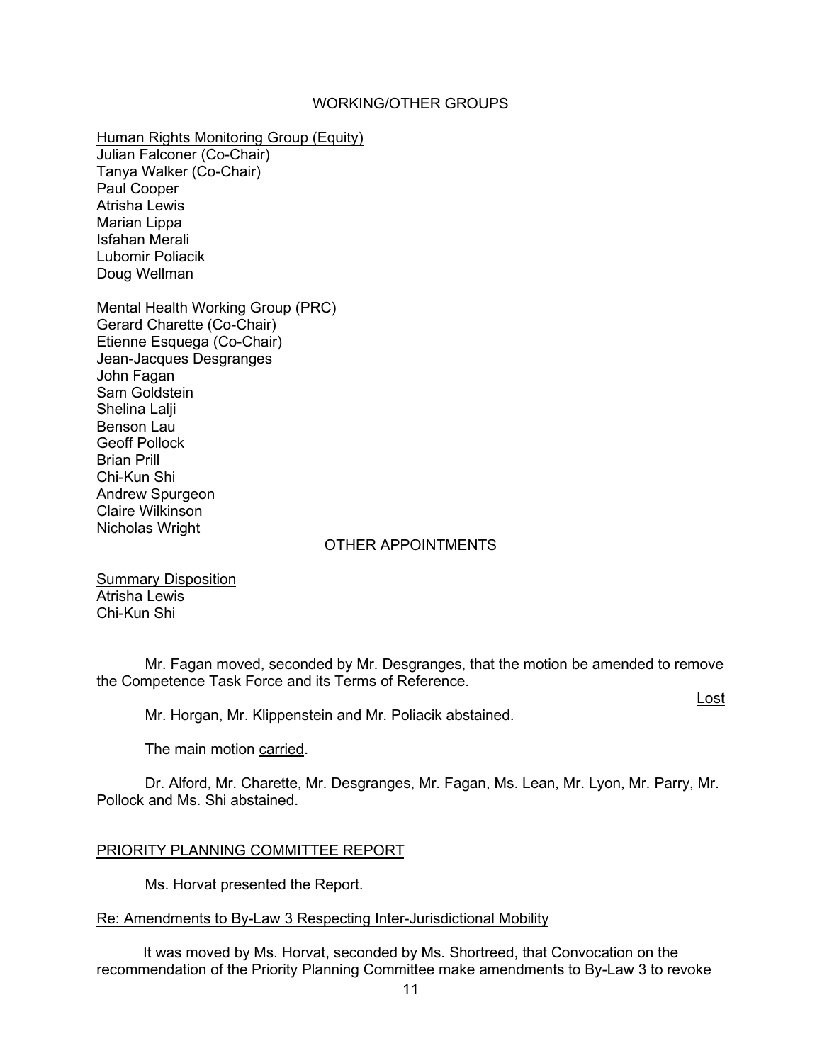WORKING/OTHER GROUPS

<u>Human Rights Monitoring Group (Equity)</u>
Julian Falconer (Co-Chair)
Tanya Walker (Co-Chair)
Paul Cooper
Atrisha Lewis
Marian Lippa
Isfahan Merali
Lubomir Poliacik
Doug Wellman

<u>Mental Health Working Group (PRC)</u>
Gerard Charette (Co-Chair)
Etienne Esquega (Co-Chair)
Jean-Jacques Desgranges
John Fagan
Sam Goldstein
Shelina Lalji
Benson Lau
Geoff Pollock
Brian Prill
Chi-Kun Shi
Andrew Spurgeon
Claire Wilkinson
Nicholas Wright

OTHER APPOINTMENTS

<u>Summary Disposition</u>
Atrisha Lewis
Chi-Kun Shi

Mr. Fagan moved, seconded by Mr. Desgranges, that the motion be amended to remove the Competence Task Force and its Terms of Reference.

<u>Lost</u>

Mr. Horgan, Mr. Klippenstein and Mr. Poliacik abstained.

The main motion <u>carried</u>.

Dr. Alford, Mr. Charette, Mr. Desgranges, Mr. Fagan, Ms. Lean, Mr. Lyon, Mr. Parry, Mr. Pollock and Ms. Shi abstained.

<u>PRIORITY PLANNING COMMITTEE REPORT</u>

Ms. Horvat presented the Report.

<u>Re: Amendments to By-Law 3 Respecting Inter-Jurisdictional Mobility</u>

It was moved by Ms. Horvat, seconded by Ms. Shortreed, that Convocation on the recommendation of the Priority Planning Committee make amendments to By-Law 3 to revoke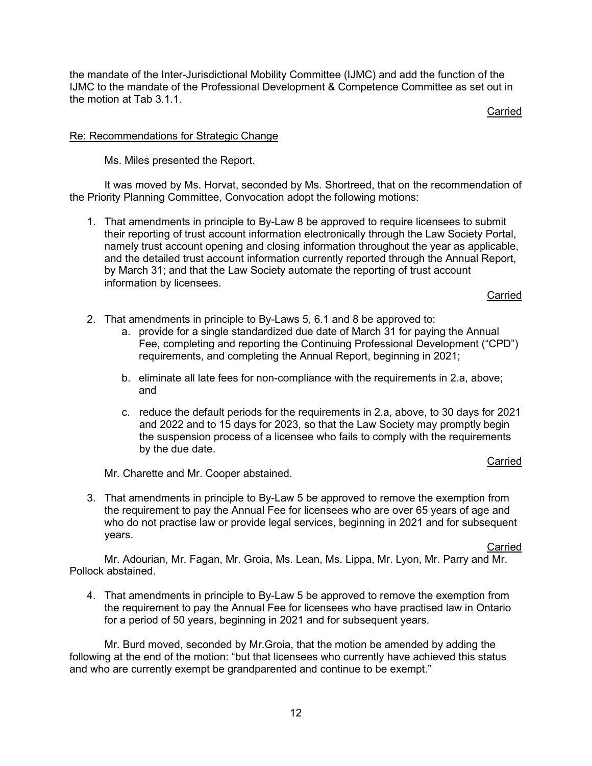the mandate of the Inter-Jurisdictional Mobility Committee (IJMC) and add the function of the IJMC to the mandate of the Professional Development & Competence Committee as set out in the motion at Tab 3.1.1.

Carried

Re: Recommendations for Strategic Change

Ms. Miles presented the Report.

It was moved by Ms. Horvat, seconded by Ms. Shortreed, that on the recommendation of the Priority Planning Committee, Convocation adopt the following motions:

1. That amendments in principle to By-Law 8 be approved to require licensees to submit their reporting of trust account information electronically through the Law Society Portal, namely trust account opening and closing information throughout the year as applicable, and the detailed trust account information currently reported through the Annual Report, by March 31; and that the Law Society automate the reporting of trust account information by licensees.

Carried

2. That amendments in principle to By-Laws 5, 6.1 and 8 be approved to:
    a. provide for a single standardized due date of March 31 for paying the Annual Fee, completing and reporting the Continuing Professional Development ("CPD") requirements, and completing the Annual Report, beginning in 2021;

    b. eliminate all late fees for non-compliance with the requirements in 2.a, above; and

    c. reduce the default periods for the requirements in 2.a, above, to 30 days for 2021 and 2022 and to 15 days for 2023, so that the Law Society may promptly begin the suspension process of a licensee who fails to comply with the requirements by the due date.

Carried

Mr. Charette and Mr. Cooper abstained.

3. That amendments in principle to By-Law 5 be approved to remove the exemption from the requirement to pay the Annual Fee for licensees who are over 65 years of age and who do not practise law or provide legal services, beginning in 2021 and for subsequent years.

Carried

Mr. Adourian, Mr. Fagan, Mr. Groia, Ms. Lean, Ms. Lippa, Mr. Lyon, Mr. Parry and Mr. Pollock abstained.

4. That amendments in principle to By-Law 5 be approved to remove the exemption from the requirement to pay the Annual Fee for licensees who have practised law in Ontario for a period of 50 years, beginning in 2021 and for subsequent years.

Mr. Burd moved, seconded by Mr.Groia, that the motion be amended by adding the following at the end of the motion: "but that licensees who currently have achieved this status and who are currently exempt be grandparented and continue to be exempt."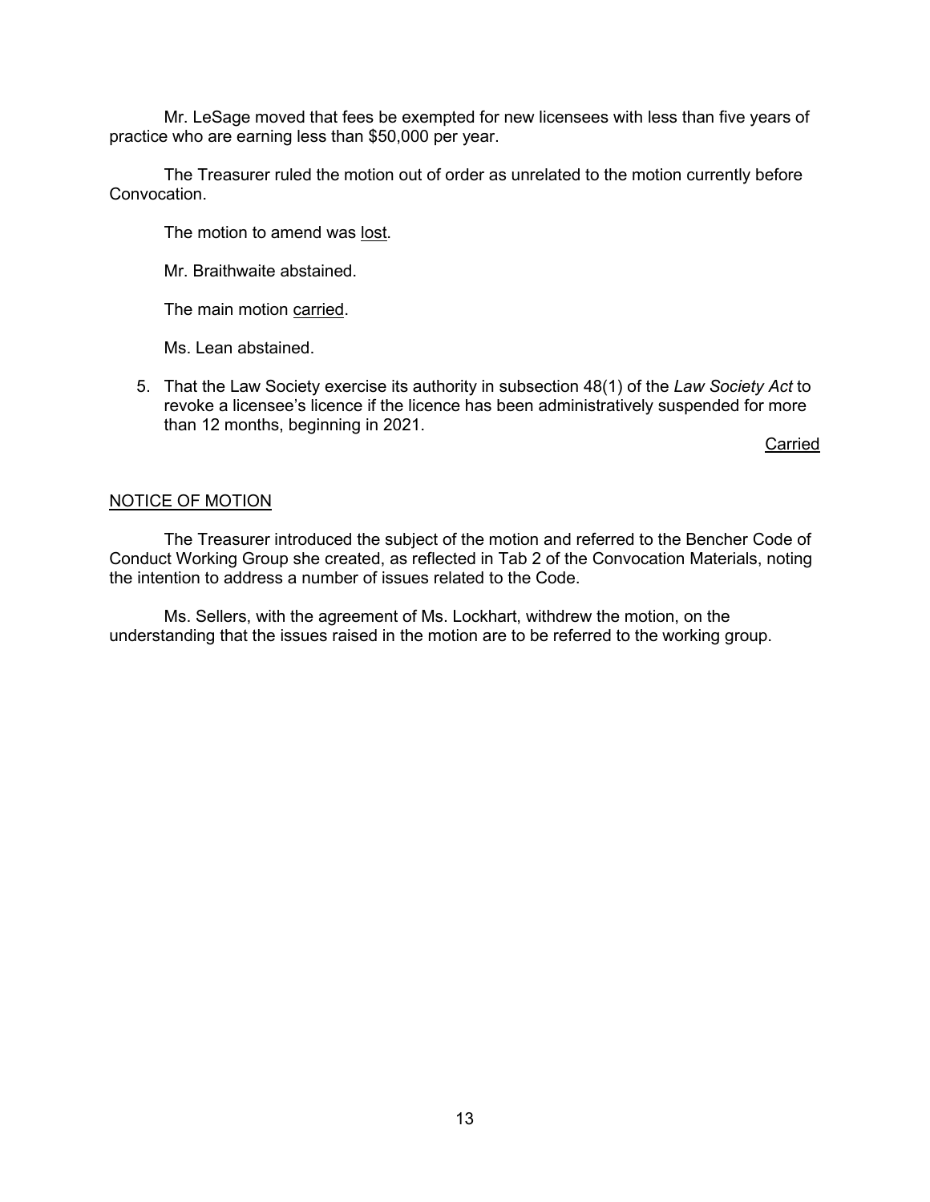Mr. LeSage moved that fees be exempted for new licensees with less than five years of practice who are earning less than $50,000 per year.

The Treasurer ruled the motion out of order as unrelated to the motion currently before Convocation.

The motion to amend was lost.

Mr. Braithwaite abstained.

The main motion carried.

Ms. Lean abstained.

5. That the Law Society exercise its authority in subsection 48(1) of the *Law Society Act* to revoke a licensee's licence if the licence has been administratively suspended for more than 12 months, beginning in 2021.

Carried

NOTICE OF MOTION

The Treasurer introduced the subject of the motion and referred to the Bencher Code of Conduct Working Group she created, as reflected in Tab 2 of the Convocation Materials, noting the intention to address a number of issues related to the Code.

Ms. Sellers, with the agreement of Ms. Lockhart, withdrew the motion, on the understanding that the issues raised in the motion are to be referred to the working group.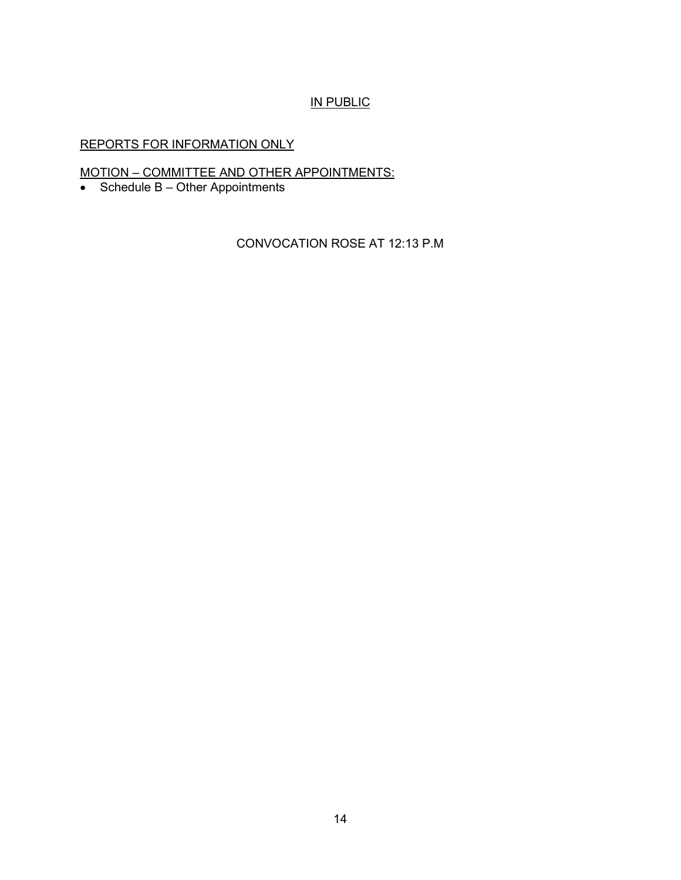## IN PUBLIC

### REPORTS FOR INFORMATION ONLY

### MOTION – COMMITTEE AND OTHER APPOINTMENTS:

- Schedule B – Other Appointments

CONVOCATION ROSE AT 12:13 P.M